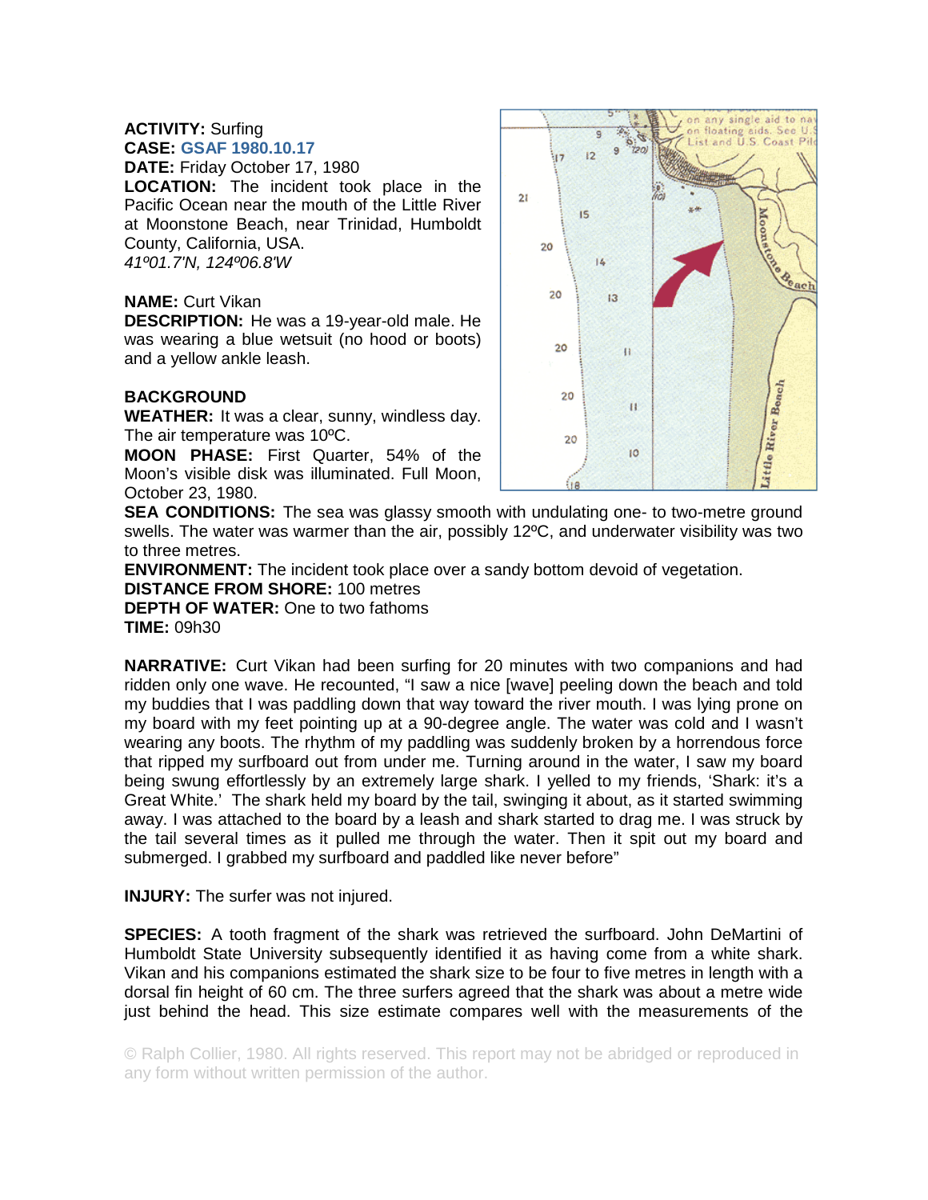**ACTIVITY:** Surfing
**CASE:** GSAF 1980.10.17
**DATE:** Friday October 17, 1980
**LOCATION:** The incident took place in the Pacific Ocean near the mouth of the Little River at Moonstone Beach, near Trinidad, Humboldt County, California, USA.
*41º01.7'N, 124º06.8'W*

**NAME:** Curt Vikan
**DESCRIPTION:** He was a 19-year-old male. He was wearing a blue wetsuit (no hood or boots) and a yellow ankle leash.

**BACKGROUND**
**WEATHER:** It was a clear, sunny, windless day. The air temperature was 10ºC.
**MOON PHASE:** First Quarter, 54% of the Moon's visible disk was illuminated. Full Moon, October 23, 1980.
**SEA CONDITIONS:** The sea was glassy smooth with undulating one- to two-metre ground swells. The water was warmer than the air, possibly 12ºC, and underwater visibility was two to three metres.
**ENVIRONMENT:** The incident took place over a sandy bottom devoid of vegetation.
**DISTANCE FROM SHORE:** 100 metres
**DEPTH OF WATER:** One to two fathoms
**TIME:** 09h30

**NARRATIVE:** Curt Vikan had been surfing for 20 minutes with two companions and had ridden only one wave. He recounted, "I saw a nice [wave] peeling down the beach and told my buddies that I was paddling down that way toward the river mouth. I was lying prone on my board with my feet pointing up at a 90-degree angle. The water was cold and I wasn't wearing any boots. The rhythm of my paddling was suddenly broken by a horrendous force that ripped my surfboard out from under me. Turning around in the water, I saw my board being swung effortlessly by an extremely large shark. I yelled to my friends, 'Shark: it's a Great White.' The shark held my board by the tail, swinging it about, as it started swimming away. I was attached to the board by a leash and shark started to drag me. I was struck by the tail several times as it pulled me through the water. Then it spit out my board and submerged. I grabbed my surfboard and paddled like never before"

**INJURY:** The surfer was not injured.

**SPECIES:** A tooth fragment of the shark was retrieved the surfboard. John DeMartini of Humboldt State University subsequently identified it as having come from a white shark. Vikan and his companions estimated the shark size to be four to five metres in length with a dorsal fin height of 60 cm. The three surfers agreed that the shark was about a metre wide just behind the head. This size estimate compares well with the measurements of the

© Ralph Collier, 1980. All rights reserved. This report may not be abridged or reproduced in any form without written permission of the author.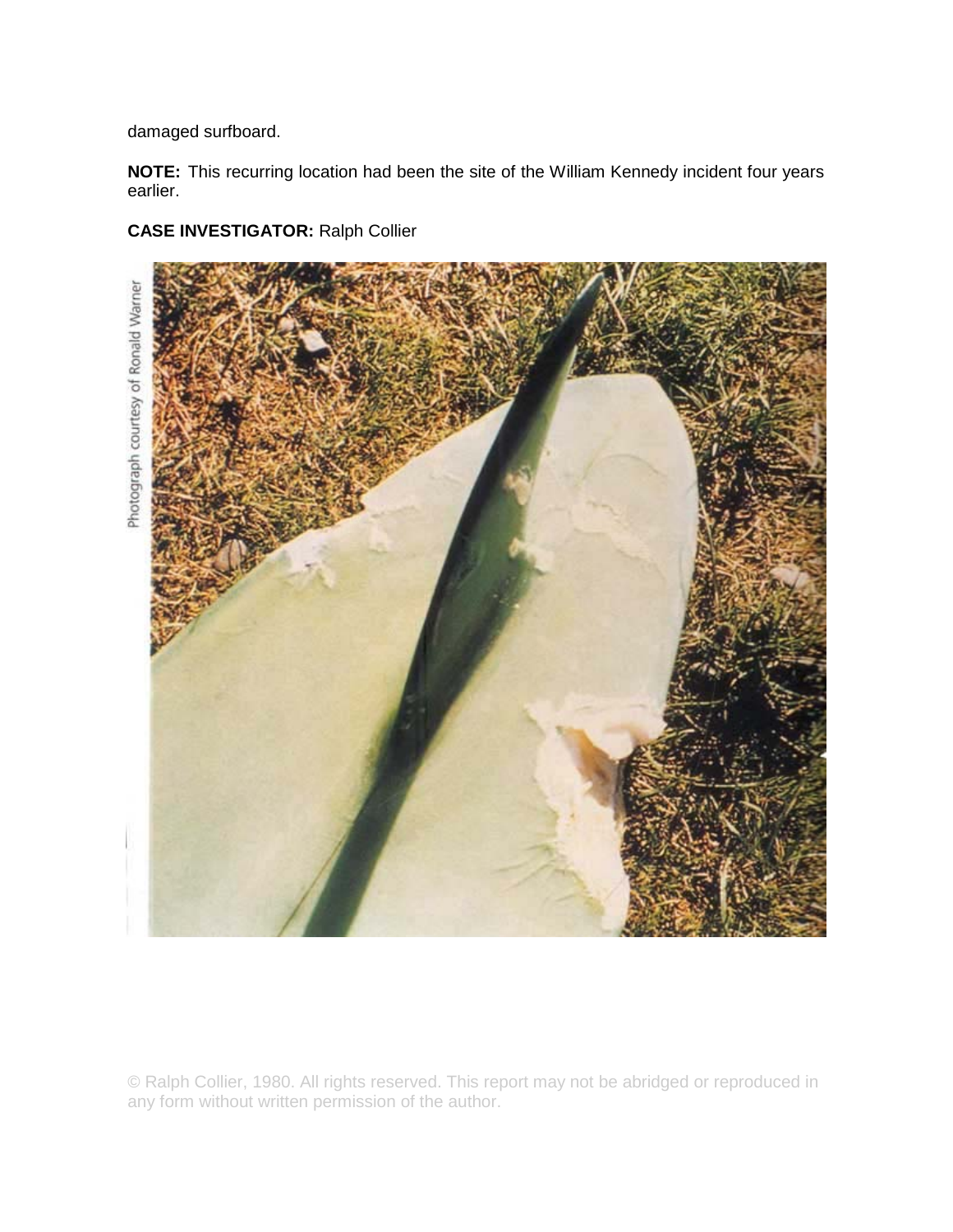damaged surfboard.

**NOTE:** This recurring location had been the site of the William Kennedy incident four years earlier.

**CASE INVESTIGATOR:** Ralph Collier

Photograph courtesy of Ronald Warner

© Ralph Collier, 1980. All rights reserved. This report may not be abridged or reproduced in any form without written permission of the author.